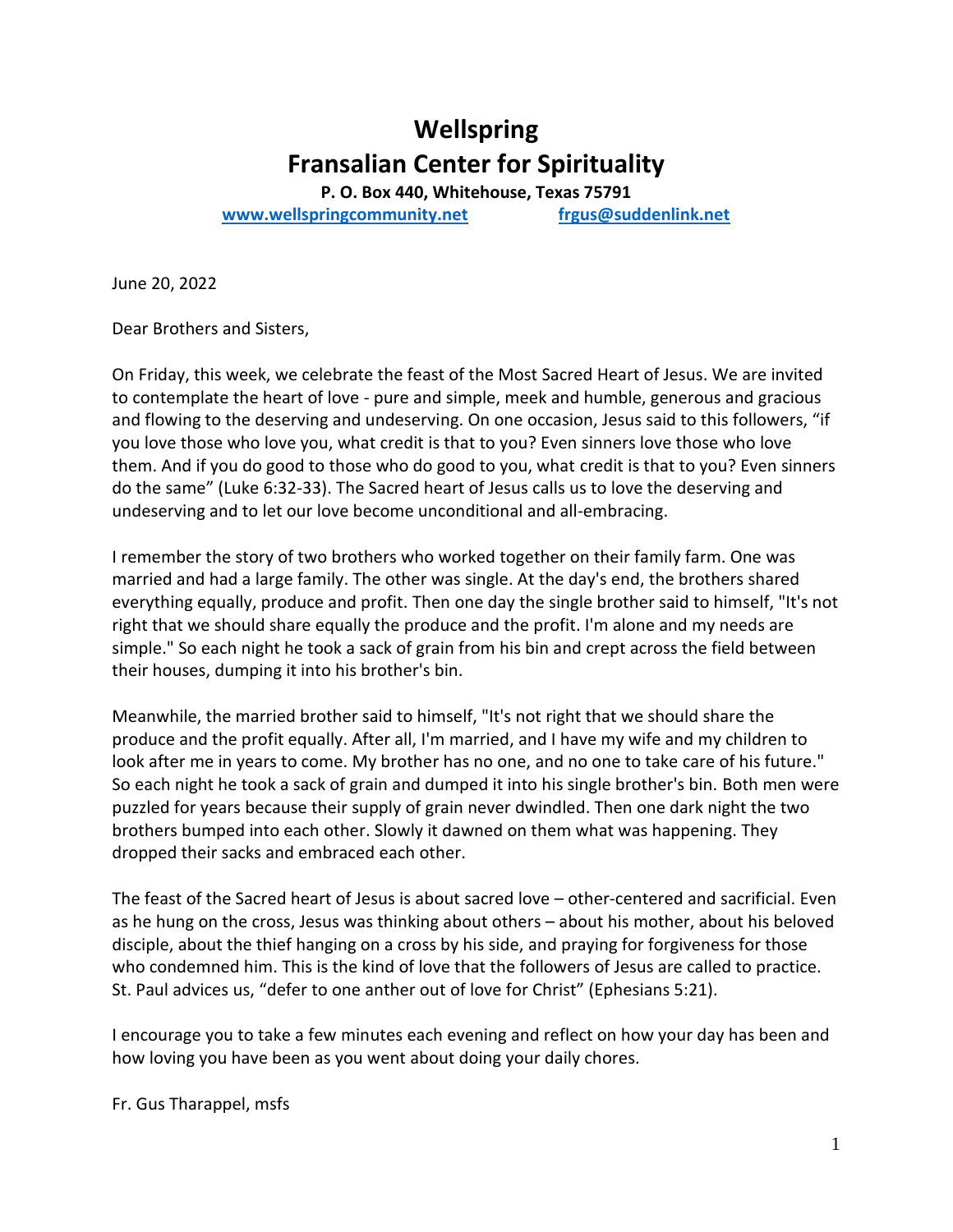# Wellspring
# Fransalian Center for Spirituality

**P. O. Box 440, Whitehouse, Texas 75791**

**www.wellspringcommunity.net** **frgus@suddenlink.net**

June 20, 2022

Dear Brothers and Sisters,

On Friday, this week, we celebrate the feast of the Most Sacred Heart of Jesus. We are invited to contemplate the heart of love - pure and simple, meek and humble, generous and gracious and flowing to the deserving and undeserving. On one occasion, Jesus said to this followers, "if you love those who love you, what credit is that to you? Even sinners love those who love them. And if you do good to those who do good to you, what credit is that to you? Even sinners do the same" (Luke 6:32-33). The Sacred heart of Jesus calls us to love the deserving and undeserving and to let our love become unconditional and all-embracing.

I remember the story of two brothers who worked together on their family farm. One was married and had a large family. The other was single. At the day's end, the brothers shared everything equally, produce and profit. Then one day the single brother said to himself, "It's not right that we should share equally the produce and the profit. I'm alone and my needs are simple." So each night he took a sack of grain from his bin and crept across the field between their houses, dumping it into his brother's bin.

Meanwhile, the married brother said to himself, "It's not right that we should share the produce and the profit equally. After all, I'm married, and I have my wife and my children to look after me in years to come. My brother has no one, and no one to take care of his future." So each night he took a sack of grain and dumped it into his single brother's bin. Both men were puzzled for years because their supply of grain never dwindled. Then one dark night the two brothers bumped into each other. Slowly it dawned on them what was happening. They dropped their sacks and embraced each other.

The feast of the Sacred heart of Jesus is about sacred love – other-centered and sacrificial. Even as he hung on the cross, Jesus was thinking about others – about his mother, about his beloved disciple, about the thief hanging on a cross by his side, and praying for forgiveness for those who condemned him. This is the kind of love that the followers of Jesus are called to practice. St. Paul advices us, "defer to one anther out of love for Christ" (Ephesians 5:21).

I encourage you to take a few minutes each evening and reflect on how your day has been and how loving you have been as you went about doing your daily chores.

Fr. Gus Tharappel, msfs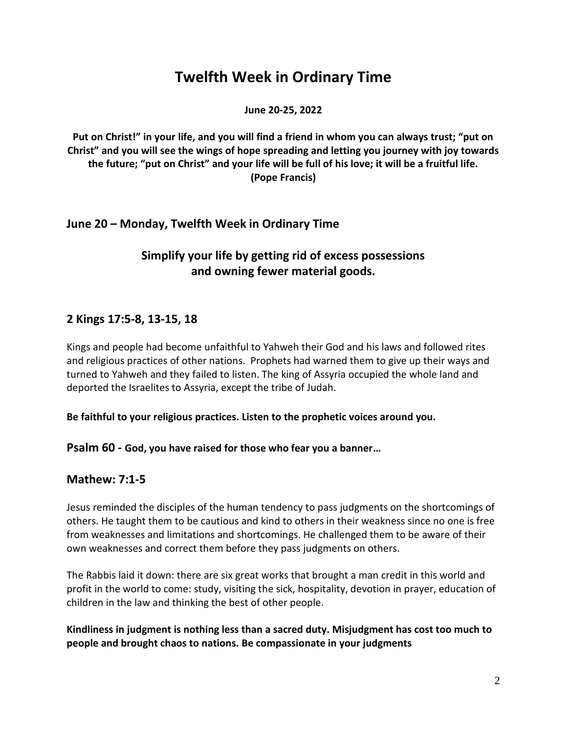# Twelfth Week in Ordinary Time

**June 20-25, 2022**

**Put on Christ!" in your life, and you will find a friend in whom you can always trust; "put on Christ" and you will see the wings of hope spreading and letting you journey with joy towards the future; "put on Christ" and your life will be full of his love; it will be a fruitful life. (Pope Francis)**

## June 20 – Monday, Twelfth Week in Ordinary Time

### Simplify your life by getting rid of excess possessions and owning fewer material goods.

## 2 Kings 17:5-8, 13-15, 18

Kings and people had become unfaithful to Yahweh their God and his laws and followed rites and religious practices of other nations. Prophets had warned them to give up their ways and turned to Yahweh and they failed to listen. The king of Assyria occupied the whole land and deported the Israelites to Assyria, except the tribe of Judah.

**Be faithful to your religious practices. Listen to the prophetic voices around you.**

**Psalm 60 - God, you have raised for those who fear you a banner…**

## Mathew: 7:1-5

Jesus reminded the disciples of the human tendency to pass judgments on the shortcomings of others. He taught them to be cautious and kind to others in their weakness since no one is free from weaknesses and limitations and shortcomings. He challenged them to be aware of their own weaknesses and correct them before they pass judgments on others.

The Rabbis laid it down: there are six great works that brought a man credit in this world and profit in the world to come: study, visiting the sick, hospitality, devotion in prayer, education of children in the law and thinking the best of other people.

**Kindliness in judgment is nothing less than a sacred duty. Misjudgment has cost too much to people and brought chaos to nations. Be compassionate in your judgments**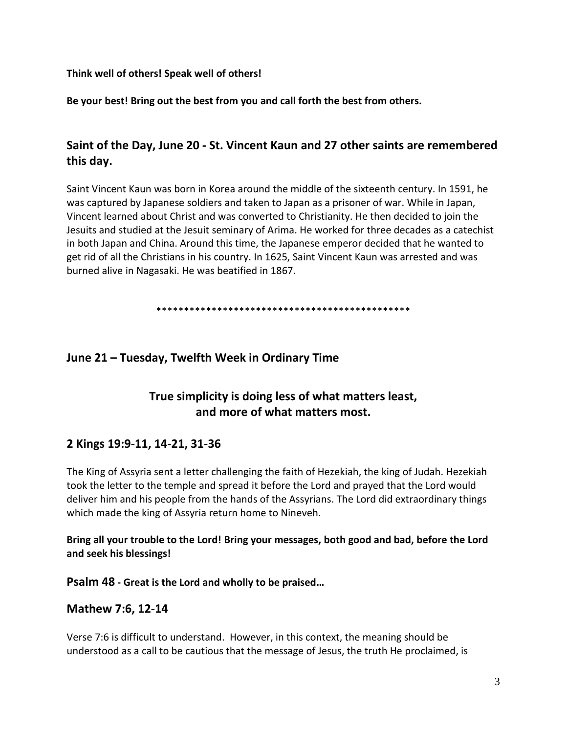**Think well of others! Speak well of others!**

**Be your best! Bring out the best from you and call forth the best from others.**

## Saint of the Day, June 20 - St. Vincent Kaun and 27 other saints are remembered this day.

Saint Vincent Kaun was born in Korea around the middle of the sixteenth century. In 1591, he was captured by Japanese soldiers and taken to Japan as a prisoner of war. While in Japan, Vincent learned about Christ and was converted to Christianity. He then decided to join the Jesuits and studied at the Jesuit seminary of Arima. He worked for three decades as a catechist in both Japan and China. Around this time, the Japanese emperor decided that he wanted to get rid of all the Christians in his country. In 1625, Saint Vincent Kaun was arrested and was burned alive in Nagasaki. He was beatified in 1867.

\*\*\*\*\*\*\*\*\*\*\*\*\*\*\*\*\*\*\*\*\*\*\*\*\*\*\*\*\*\*\*\*\*\*\*\*\*\*\*\*\*\*\*\*\*\*\*

## June 21 – Tuesday, Twelfth Week in Ordinary Time

## True simplicity is doing less of what matters least, and more of what matters most.

## 2 Kings 19:9-11, 14-21, 31-36

The King of Assyria sent a letter challenging the faith of Hezekiah, the king of Judah. Hezekiah took the letter to the temple and spread it before the Lord and prayed that the Lord would deliver him and his people from the hands of the Assyrians. The Lord did extraordinary things which made the king of Assyria return home to Nineveh.

**Bring all your trouble to the Lord! Bring your messages, both good and bad, before the Lord and seek his blessings!**

## Psalm 48 - Great is the Lord and wholly to be praised…

## Mathew 7:6, 12-14

Verse 7:6 is difficult to understand. However, in this context, the meaning should be understood as a call to be cautious that the message of Jesus, the truth He proclaimed, is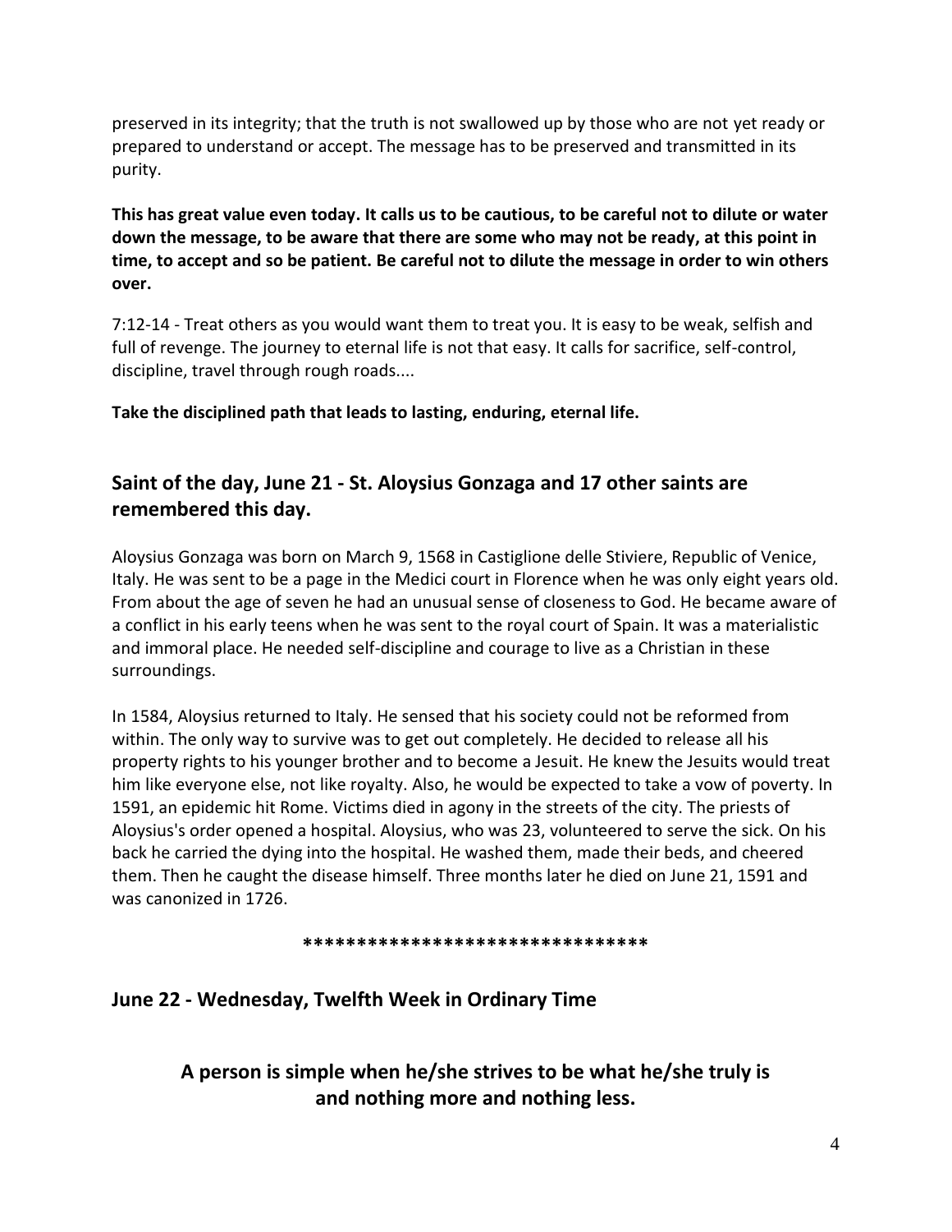preserved in its integrity; that the truth is not swallowed up by those who are not yet ready or prepared to understand or accept. The message has to be preserved and transmitted in its purity.

**This has great value even today. It calls us to be cautious, to be careful not to dilute or water down the message, to be aware that there are some who may not be ready, at this point in time, to accept and so be patient. Be careful not to dilute the message in order to win others over.**

7:12-14 - Treat others as you would want them to treat you. It is easy to be weak, selfish and full of revenge. The journey to eternal life is not that easy. It calls for sacrifice, self-control, discipline, travel through rough roads....

**Take the disciplined path that leads to lasting, enduring, eternal life.**

## Saint of the day, June 21 - St. Aloysius Gonzaga and 17 other saints are remembered this day.

Aloysius Gonzaga was born on March 9, 1568 in Castiglione delle Stiviere, Republic of Venice, Italy. He was sent to be a page in the Medici court in Florence when he was only eight years old. From about the age of seven he had an unusual sense of closeness to God. He became aware of a conflict in his early teens when he was sent to the royal court of Spain. It was a materialistic and immoral place. He needed self-discipline and courage to live as a Christian in these surroundings.

In 1584, Aloysius returned to Italy. He sensed that his society could not be reformed from within. The only way to survive was to get out completely. He decided to release all his property rights to his younger brother and to become a Jesuit. He knew the Jesuits would treat him like everyone else, not like royalty. Also, he would be expected to take a vow of poverty. In 1591, an epidemic hit Rome. Victims died in agony in the streets of the city. The priests of Aloysius's order opened a hospital. Aloysius, who was 23, volunteered to serve the sick. On his back he carried the dying into the hospital. He washed them, made their beds, and cheered them. Then he caught the disease himself. Three months later he died on June 21, 1591 and was canonized in 1726.

********************************

## June 22 - Wednesday, Twelfth Week in Ordinary Time

**A person is simple when he/she strives to be what he/she truly is and nothing more and nothing less.**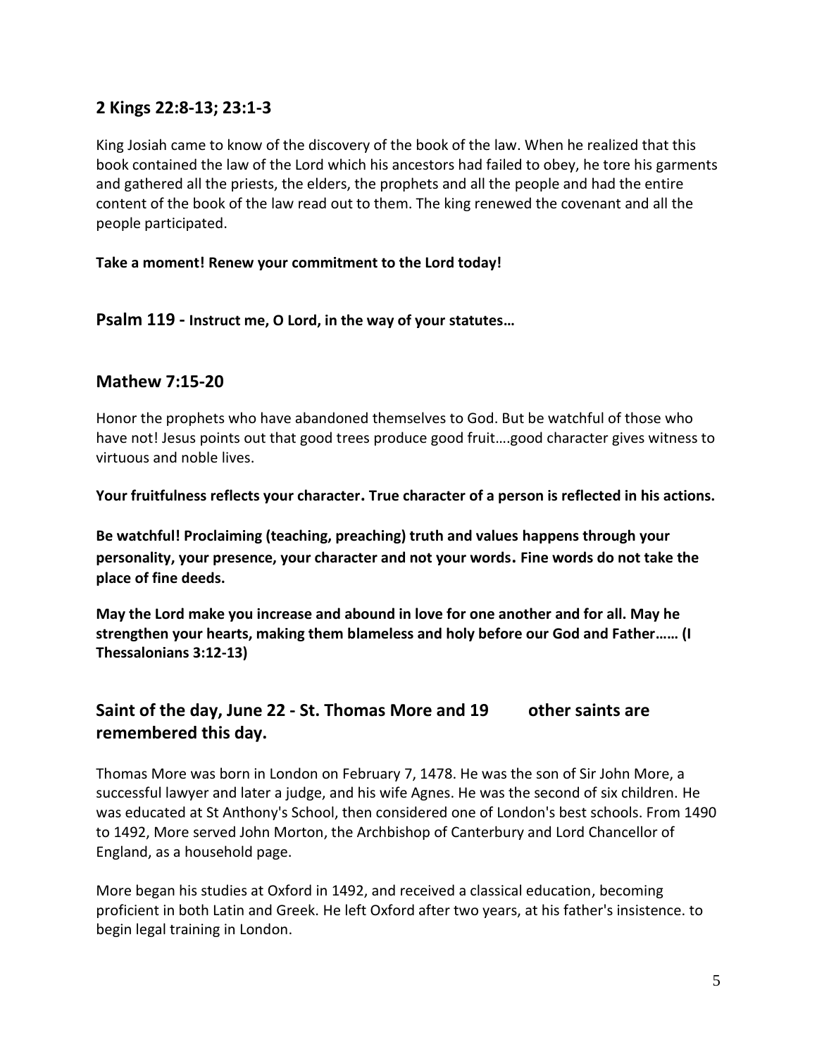## 2 Kings 22:8-13; 23:1-3

King Josiah came to know of the discovery of the book of the law. When he realized that this book contained the law of the Lord which his ancestors had failed to obey, he tore his garments and gathered all the priests, the elders, the prophets and all the people and had the entire content of the book of the law read out to them. The king renewed the covenant and all the people participated.

**Take a moment! Renew your commitment to the Lord today!**

## Psalm 119 - Instruct me, O Lord, in the way of your statutes…

## Mathew 7:15-20

Honor the prophets who have abandoned themselves to God. But be watchful of those who have not! Jesus points out that good trees produce good fruit….good character gives witness to virtuous and noble lives.

**Your fruitfulness reflects your character. True character of a person is reflected in his actions.**

**Be watchful! Proclaiming (teaching, preaching) truth and values happens through your personality, your presence, your character and not your words. Fine words do not take the place of fine deeds.**

**May the Lord make you increase and abound in love for one another and for all. May he strengthen your hearts, making them blameless and holy before our God and Father…… (I Thessalonians 3:12-13)**

## Saint of the day, June 22 - St. Thomas More and 19 other saints are remembered this day.

Thomas More was born in London on February 7, 1478. He was the son of Sir John More, a successful lawyer and later a judge, and his wife Agnes. He was the second of six children. He was educated at St Anthony's School, then considered one of London's best schools. From 1490 to 1492, More served John Morton, the Archbishop of Canterbury and Lord Chancellor of England, as a household page.

More began his studies at Oxford in 1492, and received a classical education, becoming proficient in both Latin and Greek. He left Oxford after two years, at his father's insistence. to begin legal training in London.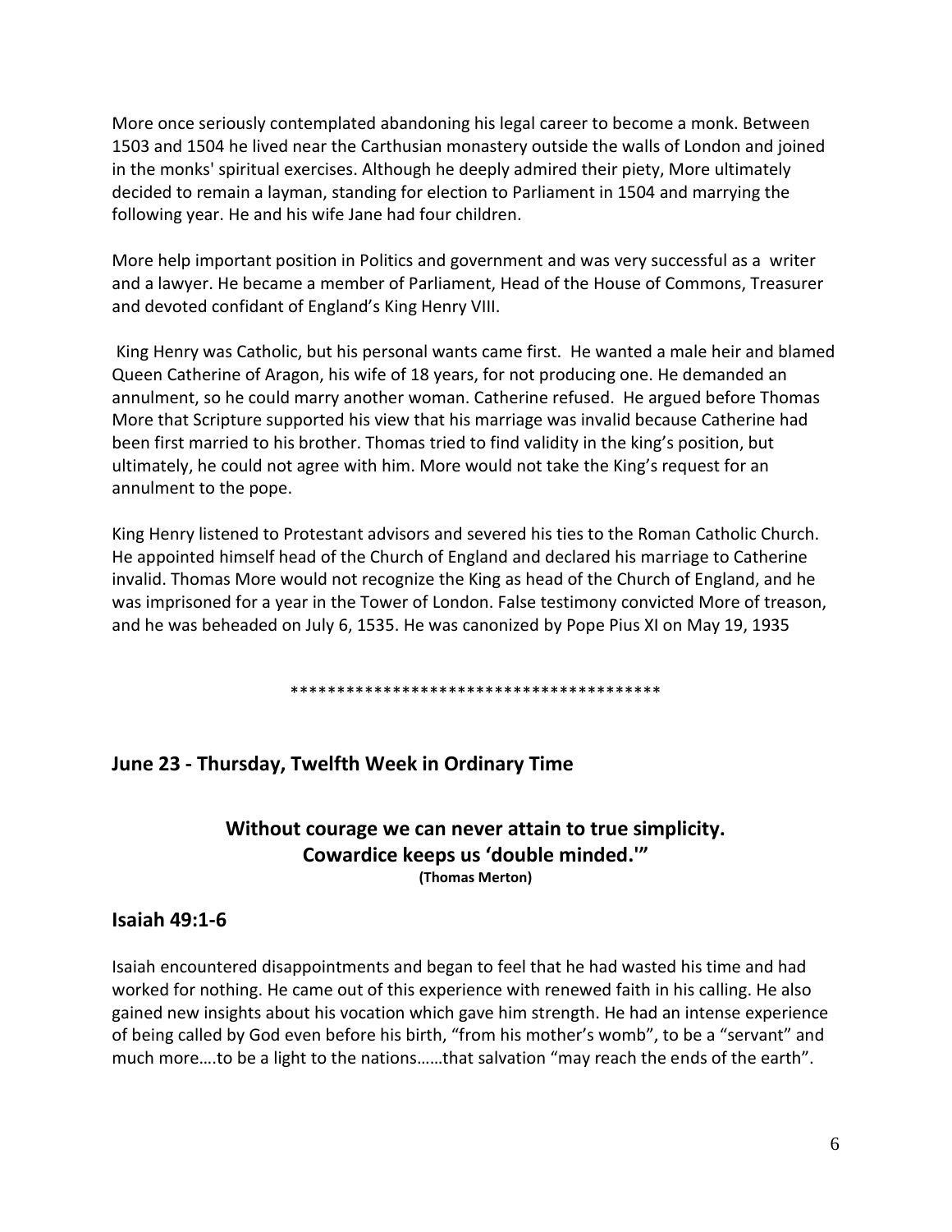More once seriously contemplated abandoning his legal career to become a monk. Between 1503 and 1504 he lived near the Carthusian monastery outside the walls of London and joined in the monks' spiritual exercises. Although he deeply admired their piety, More ultimately decided to remain a layman, standing for election to Parliament in 1504 and marrying the following year. He and his wife Jane had four children.

More help important position in Politics and government and was very successful as a writer and a lawyer. He became a member of Parliament, Head of the House of Commons, Treasurer and devoted confidant of England's King Henry VIII.

King Henry was Catholic, but his personal wants came first. He wanted a male heir and blamed Queen Catherine of Aragon, his wife of 18 years, for not producing one. He demanded an annulment, so he could marry another woman. Catherine refused. He argued before Thomas More that Scripture supported his view that his marriage was invalid because Catherine had been first married to his brother. Thomas tried to find validity in the king's position, but ultimately, he could not agree with him. More would not take the King's request for an annulment to the pope.

King Henry listened to Protestant advisors and severed his ties to the Roman Catholic Church. He appointed himself head of the Church of England and declared his marriage to Catherine invalid. Thomas More would not recognize the King as head of the Church of England, and he was imprisoned for a year in the Tower of London. False testimony convicted More of treason, and he was beheaded on July 6, 1535. He was canonized by Pope Pius XI on May 19, 1935

****************************************

## June 23 - Thursday, Twelfth Week in Ordinary Time

**Without courage we can never attain to true simplicity.**
**Cowardice keeps us 'double minded.'"**
**(Thomas Merton)**

## Isaiah 49:1-6

Isaiah encountered disappointments and began to feel that he had wasted his time and had worked for nothing. He came out of this experience with renewed faith in his calling. He also gained new insights about his vocation which gave him strength. He had an intense experience of being called by God even before his birth, "from his mother's womb", to be a "servant" and much more….to be a light to the nations……that salvation "may reach the ends of the earth".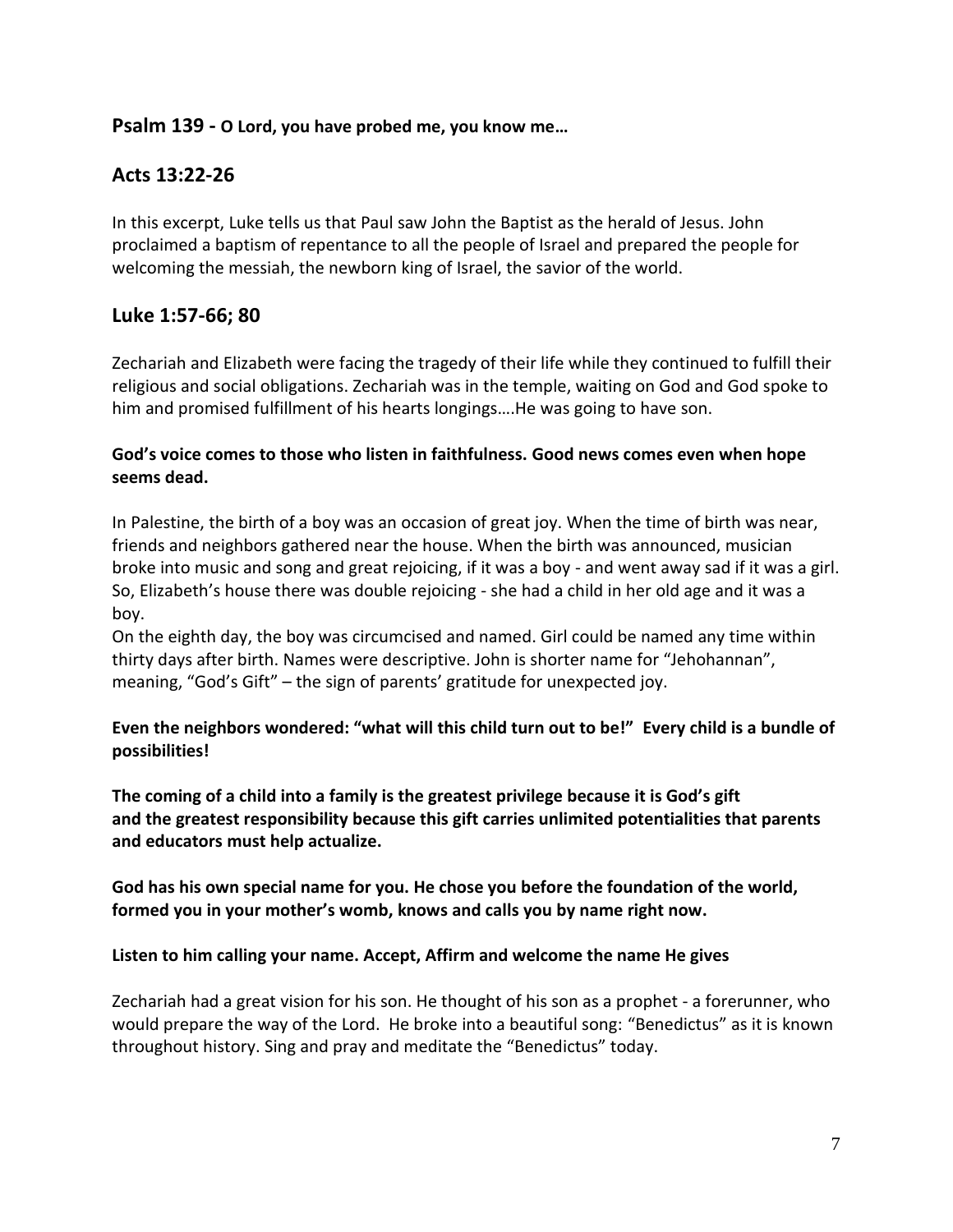## Psalm 139 - **O Lord, you have probed me, you know me…**

## Acts 13:22-26

In this excerpt, Luke tells us that Paul saw John the Baptist as the herald of Jesus. John proclaimed a baptism of repentance to all the people of Israel and prepared the people for welcoming the messiah, the newborn king of Israel, the savior of the world.

## Luke 1:57-66; 80

Zechariah and Elizabeth were facing the tragedy of their life while they continued to fulfill their religious and social obligations. Zechariah was in the temple, waiting on God and God spoke to him and promised fulfillment of his hearts longings….He was going to have son.

**God's voice comes to those who listen in faithfulness. Good news comes even when hope seems dead.**

In Palestine, the birth of a boy was an occasion of great joy. When the time of birth was near, friends and neighbors gathered near the house. When the birth was announced, musician broke into music and song and great rejoicing, if it was a boy - and went away sad if it was a girl. So, Elizabeth's house there was double rejoicing - she had a child in her old age and it was a boy.
On the eighth day, the boy was circumcised and named. Girl could be named any time within thirty days after birth. Names were descriptive. John is shorter name for "Jehohannan", meaning, "God's Gift" – the sign of parents' gratitude for unexpected joy.

**Even the neighbors wondered: "what will this child turn out to be!" Every child is a bundle of possibilities!**

**The coming of a child into a family is the greatest privilege because it is God's gift and the greatest responsibility because this gift carries unlimited potentialities that parents and educators must help actualize.**

**God has his own special name for you. He chose you before the foundation of the world, formed you in your mother's womb, knows and calls you by name right now.**

**Listen to him calling your name. Accept, Affirm and welcome the name He gives**

Zechariah had a great vision for his son. He thought of his son as a prophet - a forerunner, who would prepare the way of the Lord. He broke into a beautiful song: "Benedictus" as it is known throughout history. Sing and pray and meditate the "Benedictus" today.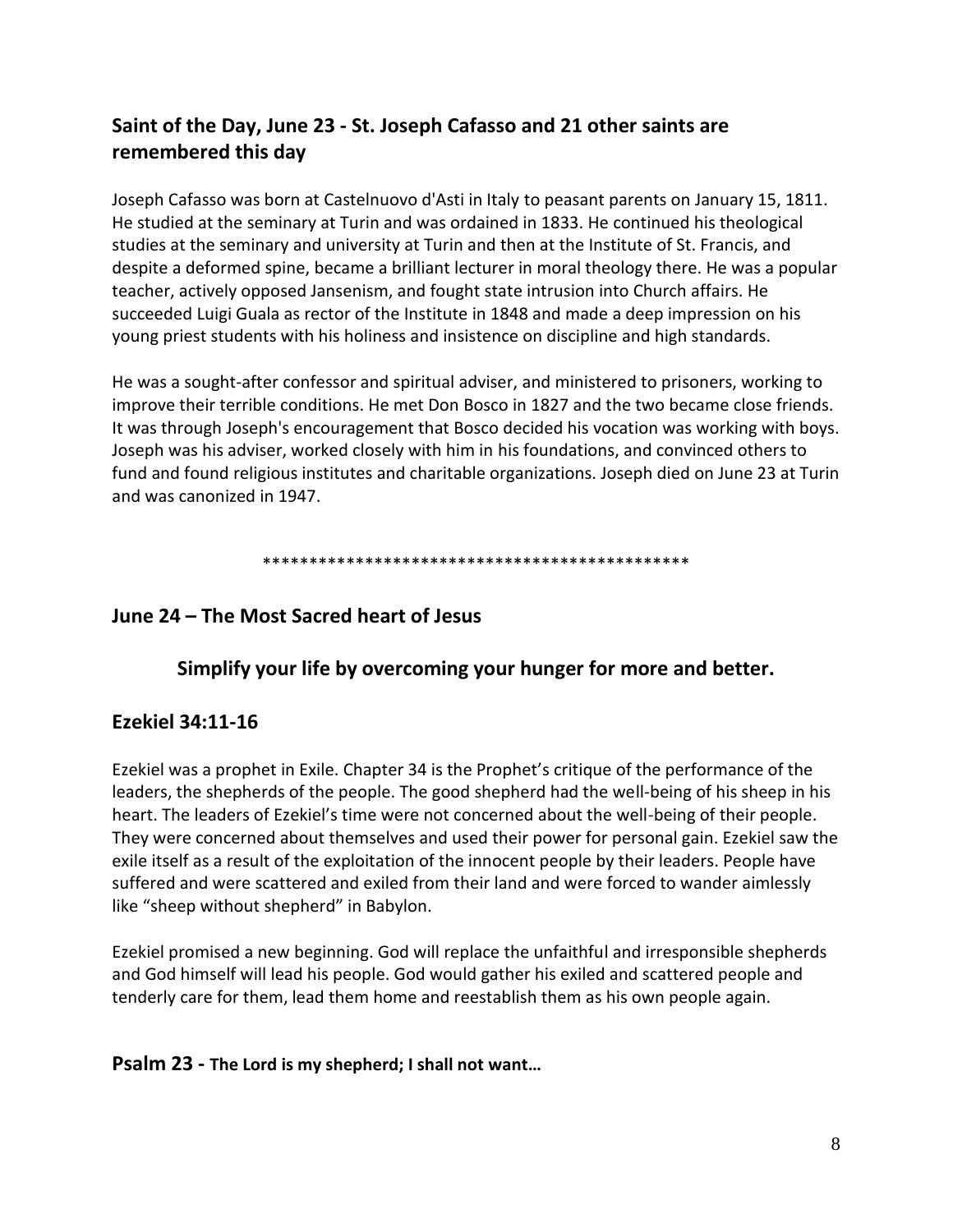## Saint of the Day, June 23 - St. Joseph Cafasso and 21 other saints are remembered this day

Joseph Cafasso was born at Castelnuovo d'Asti in Italy to peasant parents on January 15, 1811. He studied at the seminary at Turin and was ordained in 1833. He continued his theological studies at the seminary and university at Turin and then at the Institute of St. Francis, and despite a deformed spine, became a brilliant lecturer in moral theology there. He was a popular teacher, actively opposed Jansenism, and fought state intrusion into Church affairs. He succeeded Luigi Guala as rector of the Institute in 1848 and made a deep impression on his young priest students with his holiness and insistence on discipline and high standards.

He was a sought-after confessor and spiritual adviser, and ministered to prisoners, working to improve their terrible conditions. He met Don Bosco in 1827 and the two became close friends. It was through Joseph's encouragement that Bosco decided his vocation was working with boys. Joseph was his adviser, worked closely with him in his foundations, and convinced others to fund and found religious institutes and charitable organizations. Joseph died on June 23 at Turin and was canonized in 1947.

\*\*\*\*\*\*\*\*\*\*\*\*\*\*\*\*\*\*\*\*\*\*\*\*\*\*\*\*\*\*\*\*\*\*\*\*\*\*\*\*\*\*\*\*\*\*\*

## June 24 – The Most Sacred heart of Jesus

### Simplify your life by overcoming your hunger for more and better.

## Ezekiel 34:11-16

Ezekiel was a prophet in Exile. Chapter 34 is the Prophet's critique of the performance of the leaders, the shepherds of the people. The good shepherd had the well-being of his sheep in his heart. The leaders of Ezekiel's time were not concerned about the well-being of their people. They were concerned about themselves and used their power for personal gain. Ezekiel saw the exile itself as a result of the exploitation of the innocent people by their leaders. People have suffered and were scattered and exiled from their land and were forced to wander aimlessly like "sheep without shepherd" in Babylon.

Ezekiel promised a new beginning. God will replace the unfaithful and irresponsible shepherds and God himself will lead his people. God would gather his exiled and scattered people and tenderly care for them, lead them home and reestablish them as his own people again.

**Psalm 23 - The Lord is my shepherd; I shall not want…**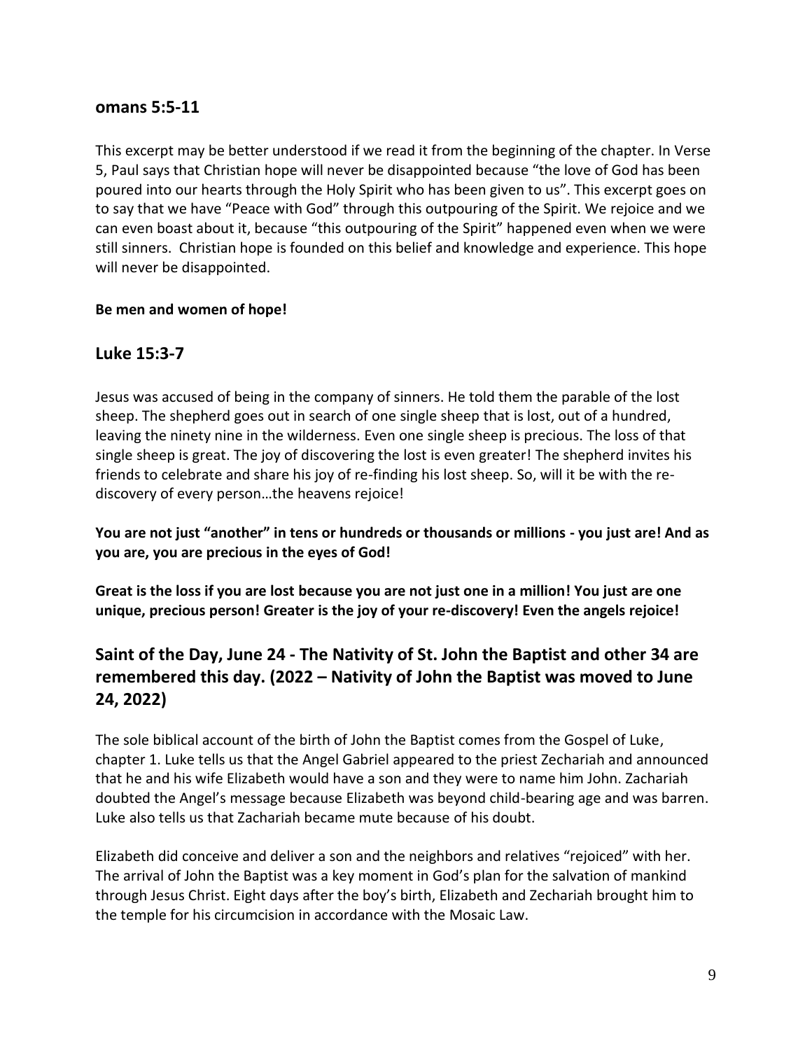## omans 5:5-11

This excerpt may be better understood if we read it from the beginning of the chapter. In Verse 5, Paul says that Christian hope will never be disappointed because "the love of God has been poured into our hearts through the Holy Spirit who has been given to us". This excerpt goes on to say that we have "Peace with God" through this outpouring of the Spirit. We rejoice and we can even boast about it, because "this outpouring of the Spirit" happened even when we were still sinners. Christian hope is founded on this belief and knowledge and experience. This hope will never be disappointed.

**Be men and women of hope!**

## Luke 15:3-7

Jesus was accused of being in the company of sinners. He told them the parable of the lost sheep. The shepherd goes out in search of one single sheep that is lost, out of a hundred, leaving the ninety nine in the wilderness. Even one single sheep is precious. The loss of that single sheep is great. The joy of discovering the lost is even greater! The shepherd invites his friends to celebrate and share his joy of re-finding his lost sheep. So, will it be with the re-discovery of every person…the heavens rejoice!

**You are not just "another" in tens or hundreds or thousands or millions - you just are! And as you are, you are precious in the eyes of God!**

**Great is the loss if you are lost because you are not just one in a million! You just are one unique, precious person! Greater is the joy of your re-discovery! Even the angels rejoice!**

## Saint of the Day, June 24 - The Nativity of St. John the Baptist and other 34 are remembered this day. (2022 – Nativity of John the Baptist was moved to June 24, 2022)

The sole biblical account of the birth of John the Baptist comes from the Gospel of Luke, chapter 1. Luke tells us that the Angel Gabriel appeared to the priest Zechariah and announced that he and his wife Elizabeth would have a son and they were to name him John. Zachariah doubted the Angel's message because Elizabeth was beyond child-bearing age and was barren. Luke also tells us that Zachariah became mute because of his doubt.

Elizabeth did conceive and deliver a son and the neighbors and relatives "rejoiced" with her. The arrival of John the Baptist was a key moment in God's plan for the salvation of mankind through Jesus Christ. Eight days after the boy's birth, Elizabeth and Zechariah brought him to the temple for his circumcision in accordance with the Mosaic Law.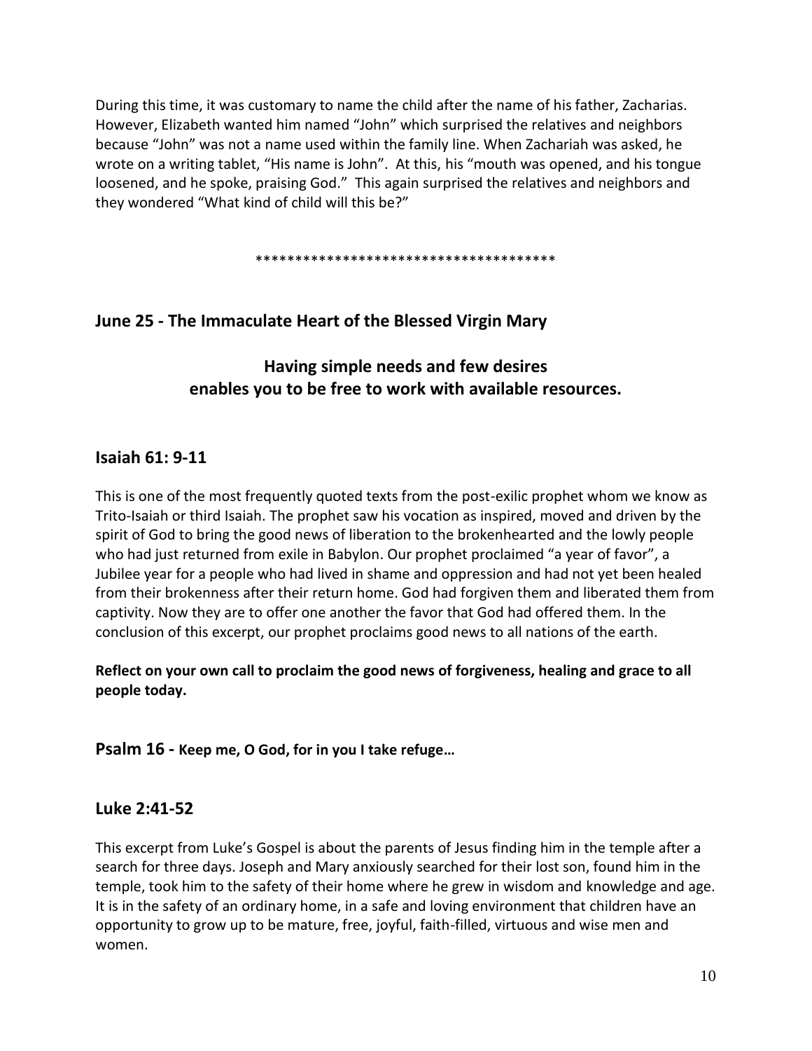During this time, it was customary to name the child after the name of his father, Zacharias. However, Elizabeth wanted him named "John" which surprised the relatives and neighbors because "John" was not a name used within the family line. When Zachariah was asked, he wrote on a writing tablet, "His name is John". At this, his "mouth was opened, and his tongue loosened, and he spoke, praising God." This again surprised the relatives and neighbors and they wondered "What kind of child will this be?"

**************************************

## June 25 - The Immaculate Heart of the Blessed Virgin Mary

### Having simple needs and few desires enables you to be free to work with available resources.

## Isaiah 61: 9-11

This is one of the most frequently quoted texts from the post-exilic prophet whom we know as Trito-Isaiah or third Isaiah. The prophet saw his vocation as inspired, moved and driven by the spirit of God to bring the good news of liberation to the brokenhearted and the lowly people who had just returned from exile in Babylon. Our prophet proclaimed "a year of favor", a Jubilee year for a people who had lived in shame and oppression and had not yet been healed from their brokenness after their return home. God had forgiven them and liberated them from captivity. Now they are to offer one another the favor that God had offered them. In the conclusion of this excerpt, our prophet proclaims good news to all nations of the earth.

**Reflect on your own call to proclaim the good news of forgiveness, healing and grace to all people today.**

**Psalm 16 - Keep me, O God, for in you I take refuge…**

## Luke 2:41-52

This excerpt from Luke's Gospel is about the parents of Jesus finding him in the temple after a search for three days. Joseph and Mary anxiously searched for their lost son, found him in the temple, took him to the safety of their home where he grew in wisdom and knowledge and age. It is in the safety of an ordinary home, in a safe and loving environment that children have an opportunity to grow up to be mature, free, joyful, faith-filled, virtuous and wise men and women.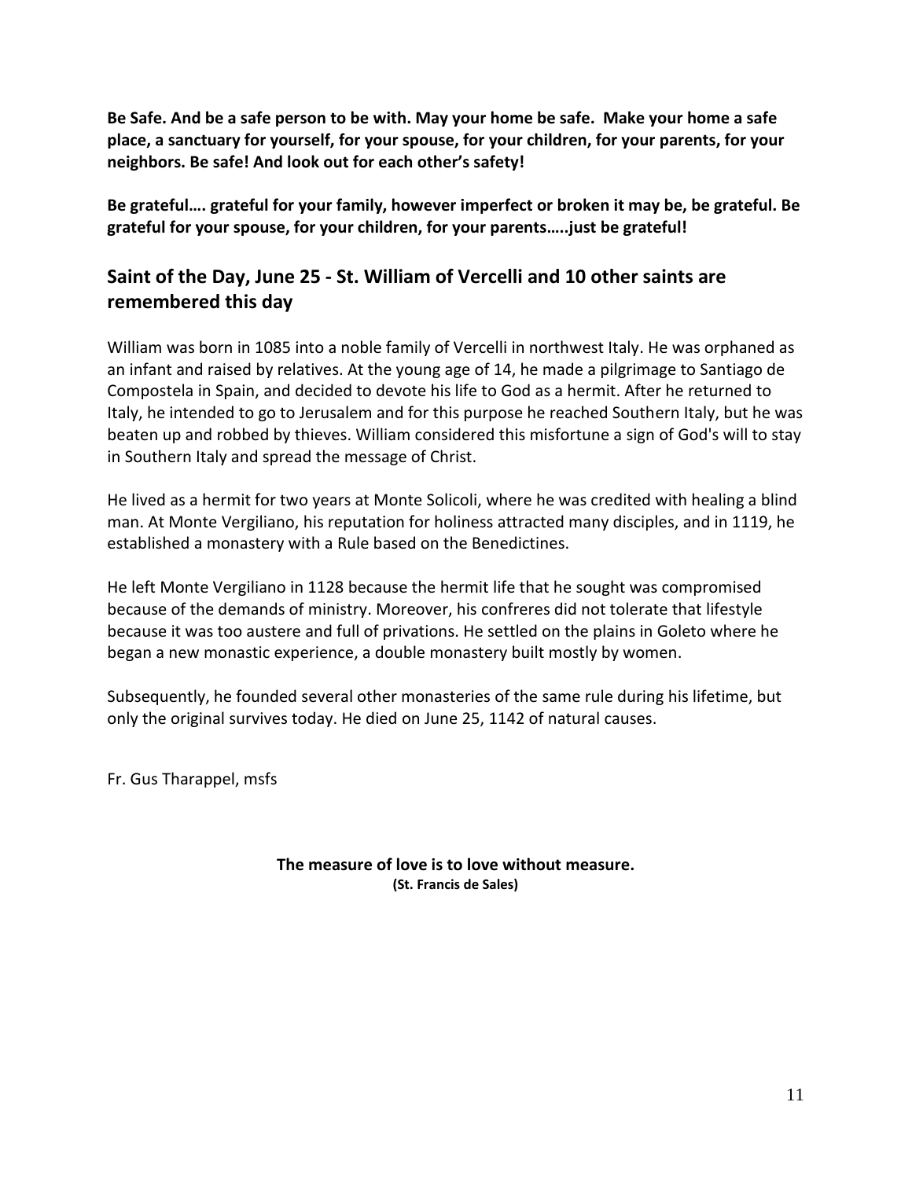**Be Safe. And be a safe person to be with. May your home be safe. Make your home a safe place, a sanctuary for yourself, for your spouse, for your children, for your parents, for your neighbors. Be safe! And look out for each other's safety!**

**Be grateful…. grateful for your family, however imperfect or broken it may be, be grateful. Be grateful for your spouse, for your children, for your parents…..just be grateful!**

## Saint of the Day, June 25 - St. William of Vercelli and 10 other saints are remembered this day

William was born in 1085 into a noble family of Vercelli in northwest Italy. He was orphaned as an infant and raised by relatives. At the young age of 14, he made a pilgrimage to Santiago de Compostela in Spain, and decided to devote his life to God as a hermit. After he returned to Italy, he intended to go to Jerusalem and for this purpose he reached Southern Italy, but he was beaten up and robbed by thieves. William considered this misfortune a sign of God's will to stay in Southern Italy and spread the message of Christ.

He lived as a hermit for two years at Monte Solicoli, where he was credited with healing a blind man. At Monte Vergiliano, his reputation for holiness attracted many disciples, and in 1119, he established a monastery with a Rule based on the Benedictines.

He left Monte Vergiliano in 1128 because the hermit life that he sought was compromised because of the demands of ministry. Moreover, his confreres did not tolerate that lifestyle because it was too austere and full of privations. He settled on the plains in Goleto where he began a new monastic experience, a double monastery built mostly by women.

Subsequently, he founded several other monasteries of the same rule during his lifetime, but only the original survives today. He died on June 25, 1142 of natural causes.

Fr. Gus Tharappel, msfs

**The measure of love is to love without measure.**
**(St. Francis de Sales)**